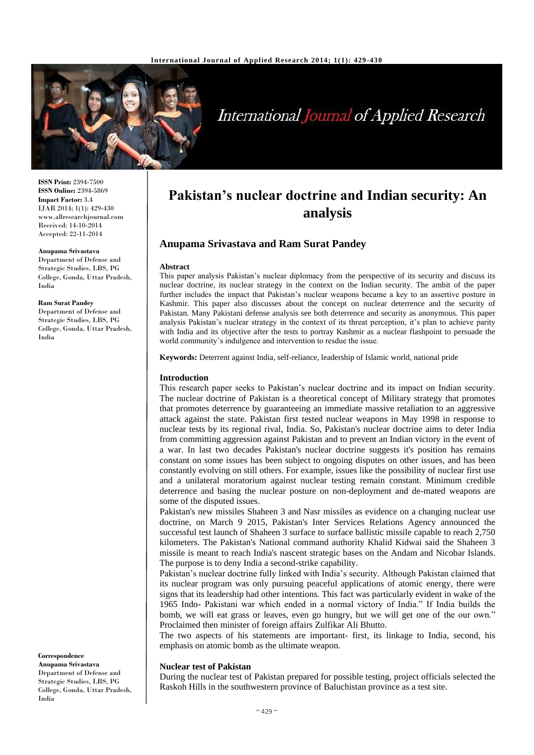# Pakistan's nuclear doctrine and Indian security: An analysis

**Anupama Srivastava and Ram Surat Pandey**

**ISSN Print:** 2394-7500
**ISSN Online:** 2394-5869
**Impact Factor:** 3.4
IJAR 2014; 1(1): 429-430
www.allresearchjournal.com
Received: 14-10-2014
Accepted: 22-11-2014

**Anupama Srivastava**
Department of Defense and Strategic Studies, LBS, PG College, Gonda, Uttar Pradesh, India

**Ram Surat Pandey**
Department of Defense and Strategic Studies, LBS, PG College, Gonda, Uttar Pradesh, India

**Correspondence**
**Anupama Srivastava**
Department of Defense and Strategic Studies, LBS, PG College, Gonda, Uttar Pradesh, India

### Abstract

This paper analysis Pakistan's nuclear diplomacy from the perspective of its security and discuss its nuclear doctrine, its nuclear strategy in the context on the Indian security. The ambit of the paper further includes the impact that Pakistan's nuclear weapons became a key to an assertive posture in Kashmir. This paper also discusses about the concept on nuclear deterrence and the security of Pakistan. Many Pakistani defense analysis see both deterrence and security as anonymous. This paper analysis Pakistan's nuclear strategy in the context of its threat perception, it's plan to achieve parity with India and its objective after the tests to portray Kashmir as a nuclear flashpoint to persuade the world community's indulgence and intervention to resdue the issue.

**Keywords:** Deterrent against India, self-reliance, leadership of Islamic world, national pride

### Introduction

This research paper seeks to Pakistan's nuclear doctrine and its impact on Indian security. The nuclear doctrine of Pakistan is a theoretical concept of Military strategy that promotes that promotes deterrence by guaranteeing an immediate massive retaliation to an aggressive attack against the state. Pakistan first tested nuclear weapons in May 1998 in response to nuclear tests by its regional rival, India. So, Pakistan's nuclear doctrine aims to deter India from committing aggression against Pakistan and to prevent an Indian victory in the event of a war. In last two decades Pakistan's nuclear doctrine suggests it's position has remains constant on some issues has been subject to ongoing disputes on other issues, and has been constantly evolving on still others. For example, issues like the possibility of nuclear first use and a unilateral moratorium against nuclear testing remain constant. Minimum credible deterrence and basing the nuclear posture on non-deployment and de-mated weapons are some of the disputed issues.

Pakistan's new missiles Shaheen 3 and Nasr missiles as evidence on a changing nuclear use doctrine, on March 9 2015, Pakistan's Inter Services Relations Agency announced the successful test launch of Shaheen 3 surface to surface ballistic missile capable to reach 2,750 kilometers. The Pakistan's National command authority Khalid Kidwai said the Shaheen 3 missile is meant to reach India's nascent strategic bases on the Andam and Nicobar Islands. The purpose is to deny India a second-strike capability.

Pakistan's nuclear doctrine fully linked with India's security. Although Pakistan claimed that its nuclear program was only pursuing peaceful applications of atomic energy, there were signs that its leadership had other intentions. This fact was particularly evident in wake of the 1965 Indo- Pakistani war which ended in a normal victory of India." If India builds the bomb, we will eat grass or leaves, even go hungry, but we will get one of the our own." Proclaimed then minister of foreign affairs Zulfikar Ali Bhutto.

The two aspects of his statements are important- first, its linkage to India, second, his emphasis on atomic bomb as the ultimate weapon.

### Nuclear test of Pakistan

During the nuclear test of Pakistan prepared for possible testing, project officials selected the Raskoh Hills in the southwestern province of Baluchistan province as a test site.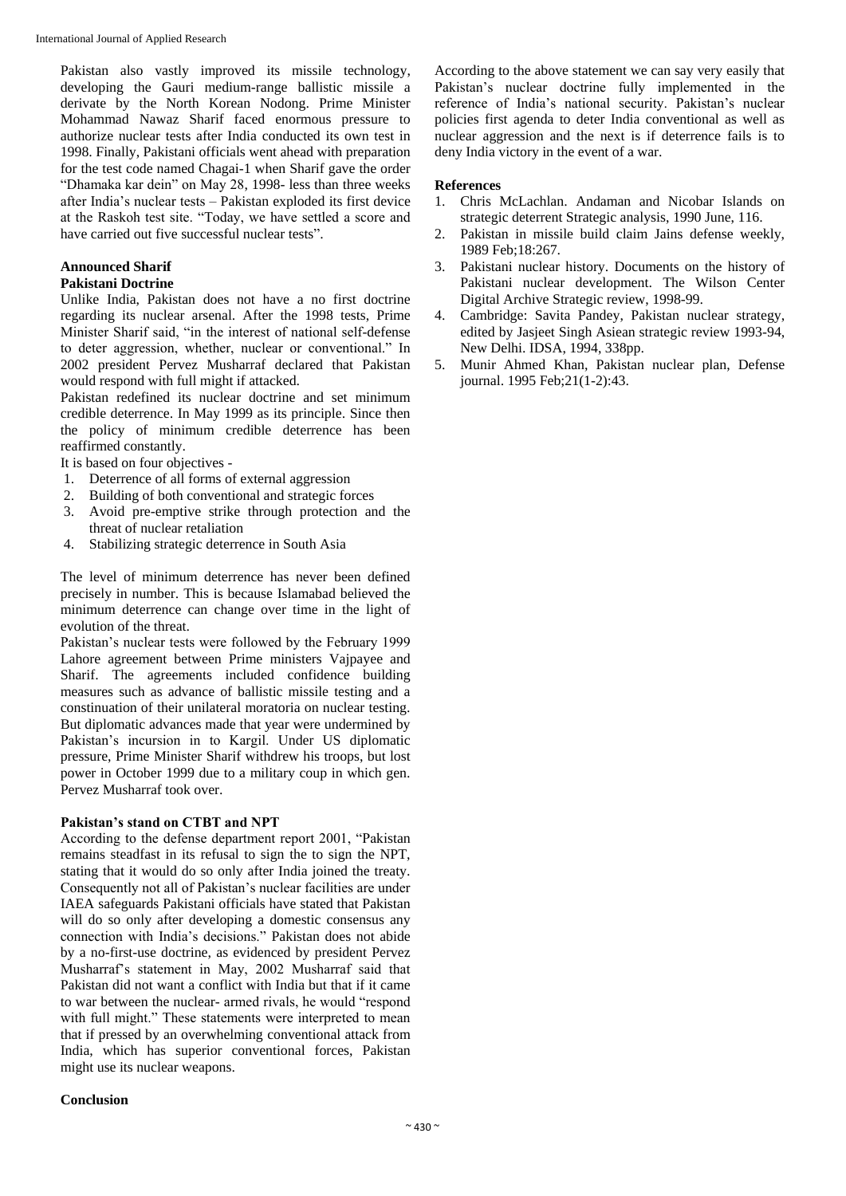Pakistan also vastly improved its missile technology, developing the Gauri medium-range ballistic missile a derivate by the North Korean Nodong. Prime Minister Mohammad Nawaz Sharif faced enormous pressure to authorize nuclear tests after India conducted its own test in 1998. Finally, Pakistani officials went ahead with preparation for the test code named Chagai-1 when Sharif gave the order "Dhamaka kar dein" on May 28, 1998- less than three weeks after India's nuclear tests – Pakistan exploded its first device at the Raskoh test site. "Today, we have settled a score and have carried out five successful nuclear tests".

**Announced Sharif**

**Pakistani Doctrine**

Unlike India, Pakistan does not have a no first doctrine regarding its nuclear arsenal. After the 1998 tests, Prime Minister Sharif said, "in the interest of national self-defense to deter aggression, whether, nuclear or conventional." In 2002 president Pervez Musharraf declared that Pakistan would respond with full might if attacked.

Pakistan redefined its nuclear doctrine and set minimum credible deterrence. In May 1999 as its principle. Since then the policy of minimum credible deterrence has been reaffirmed constantly.

It is based on four objectives -

1. Deterrence of all forms of external aggression
2. Building of both conventional and strategic forces
3. Avoid pre-emptive strike through protection and the threat of nuclear retaliation
4. Stabilizing strategic deterrence in South Asia

The level of minimum deterrence has never been defined precisely in number. This is because Islamabad believed the minimum deterrence can change over time in the light of evolution of the threat.

Pakistan's nuclear tests were followed by the February 1999 Lahore agreement between Prime ministers Vajpayee and Sharif. The agreements included confidence building measures such as advance of ballistic missile testing and a constinuation of their unilateral moratoria on nuclear testing. But diplomatic advances made that year were undermined by Pakistan's incursion in to Kargil. Under US diplomatic pressure, Prime Minister Sharif withdrew his troops, but lost power in October 1999 due to a military coup in which gen. Pervez Musharraf took over.

**Pakistan's stand on CTBT and NPT**

According to the defense department report 2001, "Pakistan remains steadfast in its refusal to sign the to sign the NPT, stating that it would do so only after India joined the treaty. Consequently not all of Pakistan's nuclear facilities are under IAEA safeguards Pakistani officials have stated that Pakistan will do so only after developing a domestic consensus any connection with India's decisions." Pakistan does not abide by a no-first-use doctrine, as evidenced by president Pervez Musharraf's statement in May, 2002 Musharraf said that Pakistan did not want a conflict with India but that if it came to war between the nuclear- armed rivals, he would "respond with full might." These statements were interpreted to mean that if pressed by an overwhelming conventional attack from India, which has superior conventional forces, Pakistan might use its nuclear weapons.

**Conclusion**

According to the above statement we can say very easily that Pakistan's nuclear doctrine fully implemented in the reference of India's national security. Pakistan's nuclear policies first agenda to deter India conventional as well as nuclear aggression and the next is if deterrence fails is to deny India victory in the event of a war.

**References**

1. Chris McLachlan. Andaman and Nicobar Islands on strategic deterrent Strategic analysis, 1990 June, 116.
2. Pakistan in missile build claim Jains defense weekly, 1989 Feb;18:267.
3. Pakistani nuclear history. Documents on the history of Pakistani nuclear development. The Wilson Center Digital Archive Strategic review, 1998-99.
4. Cambridge: Savita Pandey, Pakistan nuclear strategy, edited by Jasjeet Singh Asiean strategic review 1993-94, New Delhi. IDSA, 1994, 338pp.
5. Munir Ahmed Khan, Pakistan nuclear plan, Defense journal. 1995 Feb;21(1-2):43.